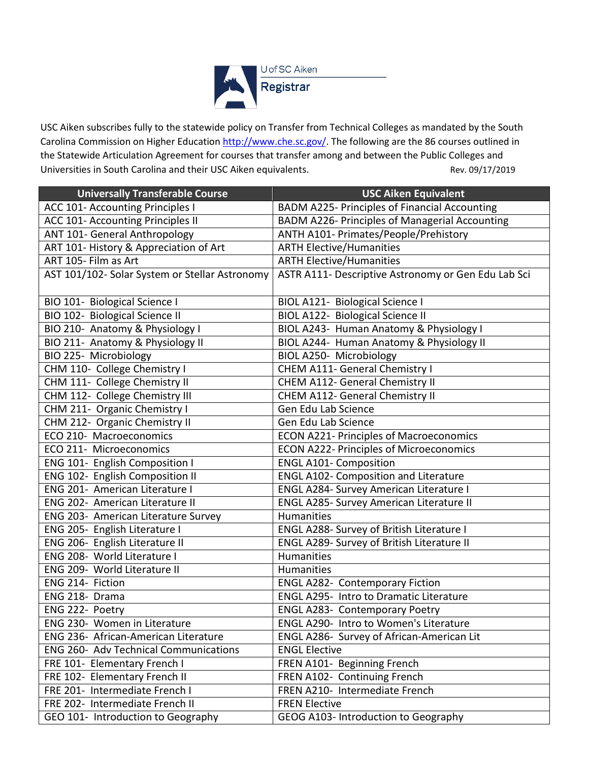U of SC Aiken

Registrar

USC Aiken subscribes fully to the statewide policy on Transfer from Technical Colleges as mandated by the South Carolina Commission on Higher Education http://www.che.sc.gov/. The following are the 86 courses outlined in the Statewide Articulation Agreement for courses that transfer among and between the Public Colleges and Universities in South Carolina and their USC Aiken equivalents. Rev. 09/17/2019

| Universally Transferable Course | USC Aiken Equivalent |
|---|---|
| ACC 101- Accounting Principles I | BADM A225- Principles of Financial Accounting |
| ACC 101- Accounting Principles II | BADM A226- Principles of Managerial Accounting |
| ANT 101- General Anthropology | ANTH A101- Primates/People/Prehistory |
| ART 101- History & Appreciation of Art | ARTH Elective/Humanities |
| ART 105- Film as Art | ARTH Elective/Humanities |
| AST 101/102- Solar System or Stellar Astronomy | ASTR A111- Descriptive Astronomy or Gen Edu Lab Sci |
| BIO 101- Biological Science I | BIOL A121- Biological Science I |
| BIO 102- Biological Science II | BIOL A122- Biological Science II |
| BIO 210- Anatomy & Physiology I | BIOL A243- Human Anatomy & Physiology I |
| BIO 211- Anatomy & Physiology II | BIOL A244- Human Anatomy & Physiology II |
| BIO 225- Microbiology | BIOL A250- Microbiology |
| CHM 110- College Chemistry I | CHEM A111- General Chemistry I |
| CHM 111- College Chemistry II | CHEM A112- General Chemistry II |
| CHM 112- College Chemistry III | CHEM A112- General Chemistry II |
| CHM 211- Organic Chemistry I | Gen Edu Lab Science |
| CHM 212- Organic Chemistry II | Gen Edu Lab Science |
| ECO 210- Macroeconomics | ECON A221- Principles of Macroeconomics |
| ECO 211- Microeconomics | ECON A222- Principles of Microeconomics |
| ENG 101- English Composition I | ENGL A101- Composition |
| ENG 102- English Composition II | ENGL A102- Composition and Literature |
| ENG 201- American Literature I | ENGL A284- Survey American Literature I |
| ENG 202- American Literature II | ENGL A285- Survey American Literature II |
| ENG 203- American Literature Survey | Humanities |
| ENG 205- English Literature I | ENGL A288- Survey of British Literature I |
| ENG 206- English Literature II | ENGL A289- Survey of British Literature II |
| ENG 208- World Literature I | Humanities |
| ENG 209- World Literature II | Humanities |
| ENG 214- Fiction | ENGL A282- Contemporary Fiction |
| ENG 218- Drama | ENGL A295- Intro to Dramatic Literature |
| ENG 222- Poetry | ENGL A283- Contemporary Poetry |
| ENG 230- Women in Literature | ENGL A290- Intro to Women's Literature |
| ENG 236- African-American Literature | ENGL A286- Survey of African-American Lit |
| ENG 260- Adv Technical Communications | ENGL Elective |
| FRE 101- Elementary French I | FREN A101- Beginning French |
| FRE 102- Elementary French II | FREN A102- Continuing French |
| FRE 201- Intermediate French I | FREN A210- Intermediate French |
| FRE 202- Intermediate French II | FREN Elective |
| GEO 101- Introduction to Geography | GEOG A103- Introduction to Geography |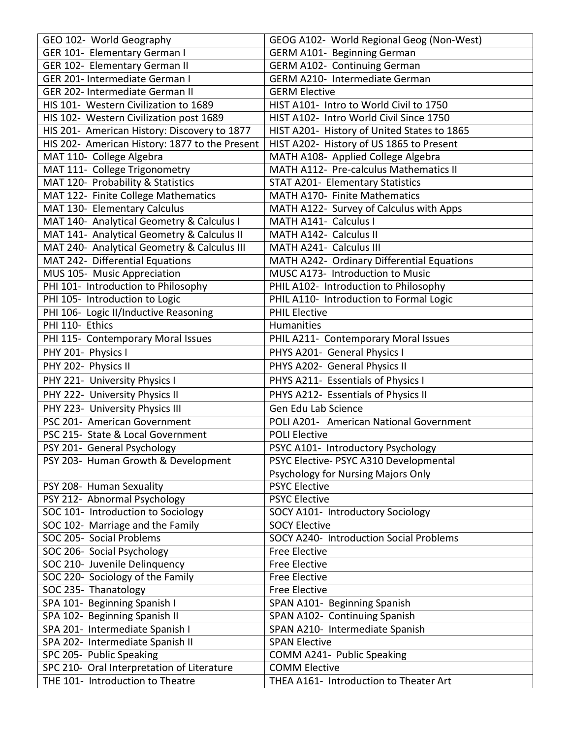| | |
|---|---|
| GEO 102- World Geography | GEOG A102- World Regional Geog (Non-West) |
| GER 101- Elementary German I | GERM A101- Beginning German |
| GER 102- Elementary German II | GERM A102- Continuing German |
| GER 201- Intermediate German I | GERM A210- Intermediate German |
| GER 202- Intermediate German II | GERM Elective |
| HIS 101- Western Civilization to 1689 | HIST A101- Intro to World Civil to 1750 |
| HIS 102- Western Civilization post 1689 | HIST A102- Intro World Civil Since 1750 |
| HIS 201- American History: Discovery to 1877 | HIST A201- History of United States to 1865 |
| HIS 202- American History: 1877 to the Present | HIST A202- History of US 1865 to Present |
| MAT 110- College Algebra | MATH A108- Applied College Algebra |
| MAT 111- College Trigonometry | MATH A112- Pre-calculus Mathematics II |
| MAT 120- Probability & Statistics | STAT A201- Elementary Statistics |
| MAT 122- Finite College Mathematics | MATH A170- Finite Mathematics |
| MAT 130- Elementary Calculus | MATH A122- Survey of Calculus with Apps |
| MAT 140- Analytical Geometry & Calculus I | MATH A141- Calculus I |
| MAT 141- Analytical Geometry & Calculus II | MATH A142- Calculus II |
| MAT 240- Analytical Geometry & Calculus III | MATH A241- Calculus III |
| MAT 242- Differential Equations | MATH A242- Ordinary Differential Equations |
| MUS 105- Music Appreciation | MUSC A173- Introduction to Music |
| PHI 101- Introduction to Philosophy | PHIL A102- Introduction to Philosophy |
| PHI 105- Introduction to Logic | PHIL A110- Introduction to Formal Logic |
| PHI 106- Logic II/Inductive Reasoning | PHIL Elective |
| PHI 110- Ethics | Humanities |
| PHI 115- Contemporary Moral Issues | PHIL A211- Contemporary Moral Issues |
| PHY 201- Physics I | PHYS A201- General Physics I |
| PHY 202- Physics II | PHYS A202- General Physics II |
| PHY 221- University Physics I | PHYS A211- Essentials of Physics I |
| PHY 222- University Physics II | PHYS A212- Essentials of Physics II |
| PHY 223- University Physics III | Gen Edu Lab Science |
| PSC 201- American Government | POLI A201- American National Government |
| PSC 215- State & Local Government | POLI Elective |
| PSY 201- General Psychology | PSYC A101- Introductory Psychology |
| PSY 203- Human Growth & Development | PSYC Elective- PSYC A310 Developmental Psychology for Nursing Majors Only |
| PSY 208- Human Sexuality | PSYC Elective |
| PSY 212- Abnormal Psychology | PSYC Elective |
| SOC 101- Introduction to Sociology | SOCY A101- Introductory Sociology |
| SOC 102- Marriage and the Family | SOCY Elective |
| SOC 205- Social Problems | SOCY A240- Introduction Social Problems |
| SOC 206- Social Psychology | Free Elective |
| SOC 210- Juvenile Delinquency | Free Elective |
| SOC 220- Sociology of the Family | Free Elective |
| SOC 235- Thanatology | Free Elective |
| SPA 101- Beginning Spanish I | SPAN A101- Beginning Spanish |
| SPA 102- Beginning Spanish II | SPAN A102- Continuing Spanish |
| SPA 201- Intermediate Spanish I | SPAN A210- Intermediate Spanish |
| SPA 202- Intermediate Spanish II | SPAN Elective |
| SPC 205- Public Speaking | COMM A241- Public Speaking |
| SPC 210- Oral Interpretation of Literature | COMM Elective |
| THE 101- Introduction to Theatre | THEA A161- Introduction to Theater Art |